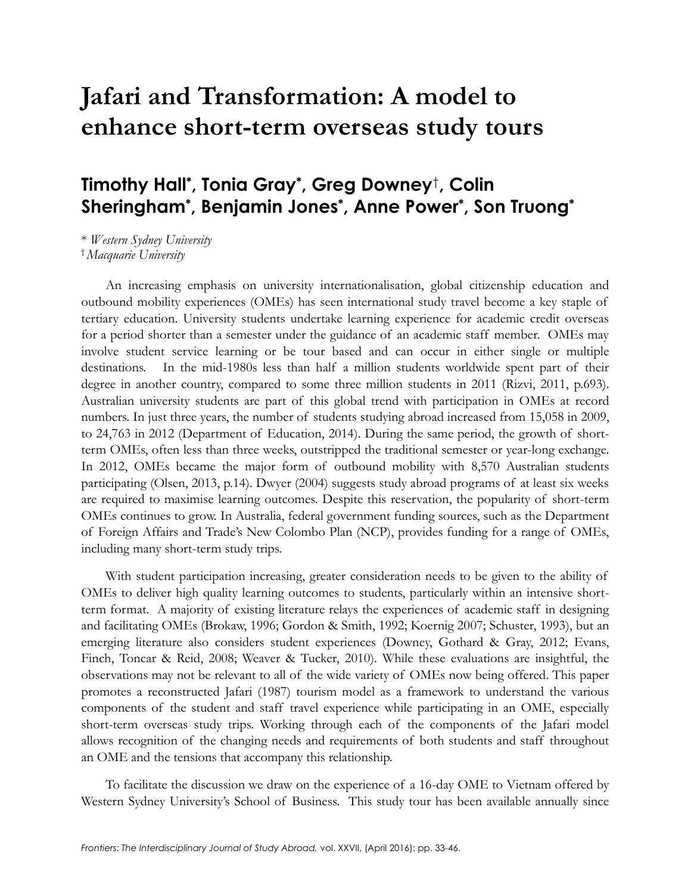# Jafari and Transformation: A model to enhance short-term overseas study tours

## Timothy Hall*, Tonia Gray*, Greg Downey†, Colin Sheringham*, Benjamin Jones*, Anne Power*, Son Truong*

\* *Western Sydney University*
† *Macquarie University*

An increasing emphasis on university internationalisation, global citizenship education and outbound mobility experiences (OMEs) has seen international study travel become a key staple of tertiary education. University students undertake learning experience for academic credit overseas for a period shorter than a semester under the guidance of an academic staff member. OMEs may involve student service learning or be tour based and can occur in either single or multiple destinations. In the mid-1980s less than half a million students worldwide spent part of their degree in another country, compared to some three million students in 2011 (Rizvi, 2011, p.693). Australian university students are part of this global trend with participation in OMEs at record numbers. In just three years, the number of students studying abroad increased from 15,058 in 2009, to 24,763 in 2012 (Department of Education, 2014). During the same period, the growth of short-term OMEs, often less than three weeks, outstripped the traditional semester or year-long exchange. In 2012, OMEs became the major form of outbound mobility with 8,570 Australian students participating (Olsen, 2013, p.14). Dwyer (2004) suggests study abroad programs of at least six weeks are required to maximise learning outcomes. Despite this reservation, the popularity of short-term OMEs continues to grow. In Australia, federal government funding sources, such as the Department of Foreign Affairs and Trade's New Colombo Plan (NCP), provides funding for a range of OMEs, including many short-term study trips.

With student participation increasing, greater consideration needs to be given to the ability of OMEs to deliver high quality learning outcomes to students, particularly within an intensive short-term format. A majority of existing literature relays the experiences of academic staff in designing and facilitating OMEs (Brokaw, 1996; Gordon & Smith, 1992; Koernig 2007; Schuster, 1993), but an emerging literature also considers student experiences (Downey, Gothard & Gray, 2012; Evans, Finch, Toncar & Reid, 2008; Weaver & Tucker, 2010). While these evaluations are insightful, the observations may not be relevant to all of the wide variety of OMEs now being offered. This paper promotes a reconstructed Jafari (1987) tourism model as a framework to understand the various components of the student and staff travel experience while participating in an OME, especially short-term overseas study trips. Working through each of the components of the Jafari model allows recognition of the changing needs and requirements of both students and staff throughout an OME and the tensions that accompany this relationship.

To facilitate the discussion we draw on the experience of a 16-day OME to Vietnam offered by Western Sydney University's School of Business. This study tour has been available annually since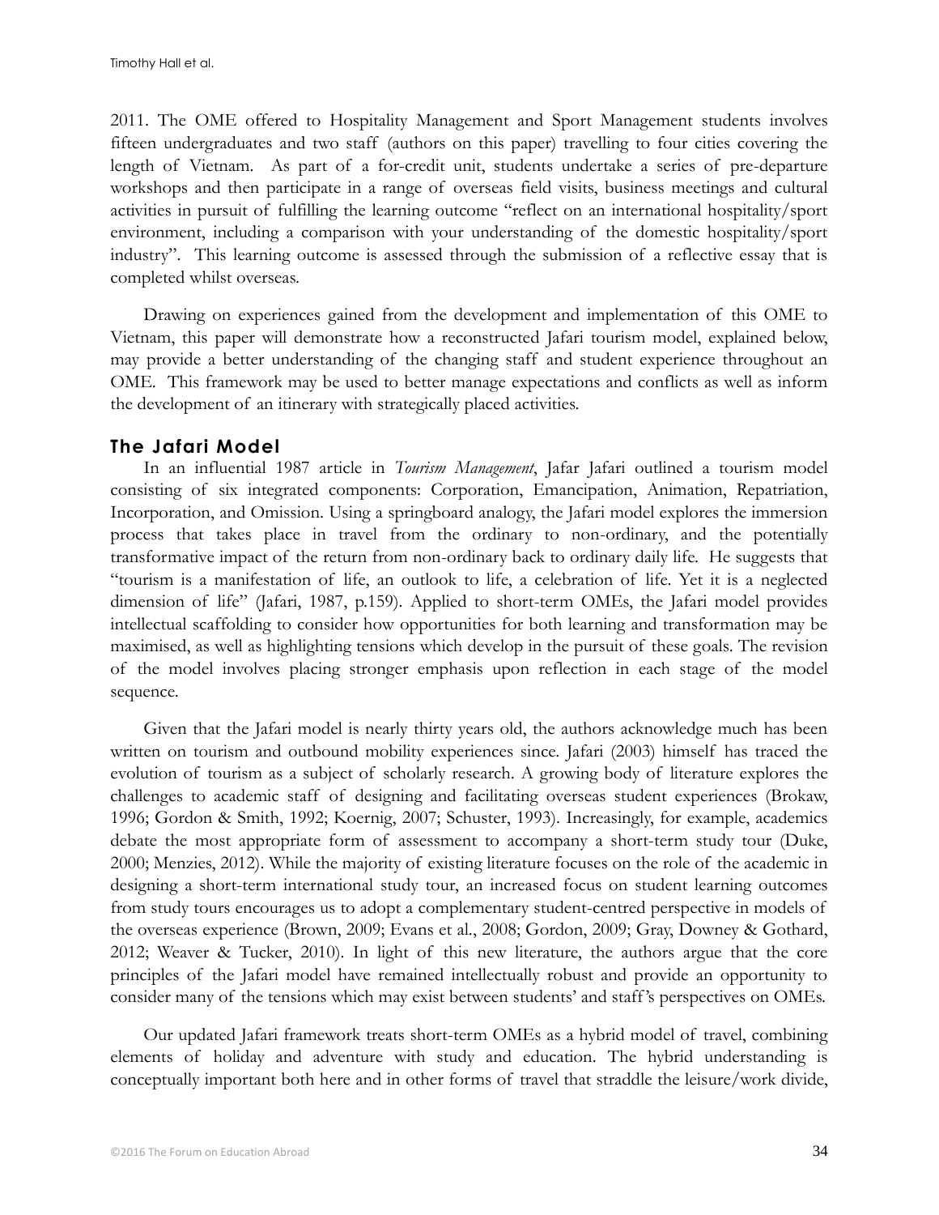2011. The OME offered to Hospitality Management and Sport Management students involves fifteen undergraduates and two staff (authors on this paper) travelling to four cities covering the length of Vietnam. As part of a for-credit unit, students undertake a series of pre-departure workshops and then participate in a range of overseas field visits, business meetings and cultural activities in pursuit of fulfilling the learning outcome "reflect on an international hospitality/sport environment, including a comparison with your understanding of the domestic hospitality/sport industry". This learning outcome is assessed through the submission of a reflective essay that is completed whilst overseas.

Drawing on experiences gained from the development and implementation of this OME to Vietnam, this paper will demonstrate how a reconstructed Jafari tourism model, explained below, may provide a better understanding of the changing staff and student experience throughout an OME. This framework may be used to better manage expectations and conflicts as well as inform the development of an itinerary with strategically placed activities.

## The Jafari Model

In an influential 1987 article in *Tourism Management*, Jafar Jafari outlined a tourism model consisting of six integrated components: Corporation, Emancipation, Animation, Repatriation, Incorporation, and Omission. Using a springboard analogy, the Jafari model explores the immersion process that takes place in travel from the ordinary to non-ordinary, and the potentially transformative impact of the return from non-ordinary back to ordinary daily life. He suggests that "tourism is a manifestation of life, an outlook to life, a celebration of life. Yet it is a neglected dimension of life" (Jafari, 1987, p.159). Applied to short-term OMEs, the Jafari model provides intellectual scaffolding to consider how opportunities for both learning and transformation may be maximised, as well as highlighting tensions which develop in the pursuit of these goals. The revision of the model involves placing stronger emphasis upon reflection in each stage of the model sequence.

Given that the Jafari model is nearly thirty years old, the authors acknowledge much has been written on tourism and outbound mobility experiences since. Jafari (2003) himself has traced the evolution of tourism as a subject of scholarly research. A growing body of literature explores the challenges to academic staff of designing and facilitating overseas student experiences (Brokaw, 1996; Gordon & Smith, 1992; Koernig, 2007; Schuster, 1993). Increasingly, for example, academics debate the most appropriate form of assessment to accompany a short-term study tour (Duke, 2000; Menzies, 2012). While the majority of existing literature focuses on the role of the academic in designing a short-term international study tour, an increased focus on student learning outcomes from study tours encourages us to adopt a complementary student-centred perspective in models of the overseas experience (Brown, 2009; Evans et al., 2008; Gordon, 2009; Gray, Downey & Gothard, 2012; Weaver & Tucker, 2010). In light of this new literature, the authors argue that the core principles of the Jafari model have remained intellectually robust and provide an opportunity to consider many of the tensions which may exist between students' and staff's perspectives on OMEs.

Our updated Jafari framework treats short-term OMEs as a hybrid model of travel, combining elements of holiday and adventure with study and education. The hybrid understanding is conceptually important both here and in other forms of travel that straddle the leisure/work divide,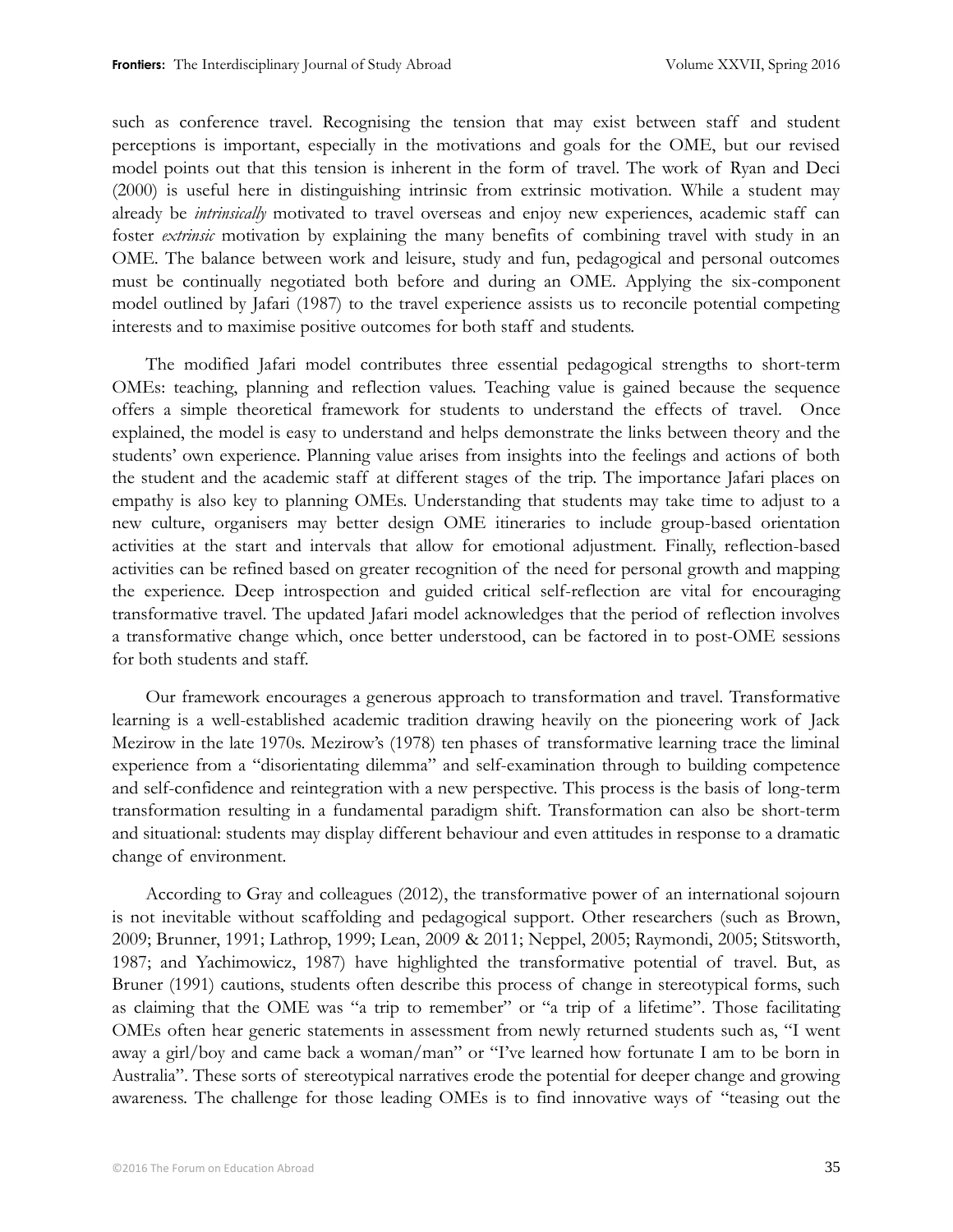such as conference travel. Recognising the tension that may exist between staff and student perceptions is important, especially in the motivations and goals for the OME, but our revised model points out that this tension is inherent in the form of travel. The work of Ryan and Deci (2000) is useful here in distinguishing intrinsic from extrinsic motivation. While a student may already be *intrinsically* motivated to travel overseas and enjoy new experiences, academic staff can foster *extrinsic* motivation by explaining the many benefits of combining travel with study in an OME. The balance between work and leisure, study and fun, pedagogical and personal outcomes must be continually negotiated both before and during an OME. Applying the six-component model outlined by Jafari (1987) to the travel experience assists us to reconcile potential competing interests and to maximise positive outcomes for both staff and students.

The modified Jafari model contributes three essential pedagogical strengths to short-term OMEs: teaching, planning and reflection values. Teaching value is gained because the sequence offers a simple theoretical framework for students to understand the effects of travel. Once explained, the model is easy to understand and helps demonstrate the links between theory and the students' own experience. Planning value arises from insights into the feelings and actions of both the student and the academic staff at different stages of the trip. The importance Jafari places on empathy is also key to planning OMEs. Understanding that students may take time to adjust to a new culture, organisers may better design OME itineraries to include group-based orientation activities at the start and intervals that allow for emotional adjustment. Finally, reflection-based activities can be refined based on greater recognition of the need for personal growth and mapping the experience. Deep introspection and guided critical self-reflection are vital for encouraging transformative travel. The updated Jafari model acknowledges that the period of reflection involves a transformative change which, once better understood, can be factored in to post-OME sessions for both students and staff.

Our framework encourages a generous approach to transformation and travel. Transformative learning is a well-established academic tradition drawing heavily on the pioneering work of Jack Mezirow in the late 1970s. Mezirow's (1978) ten phases of transformative learning trace the liminal experience from a "disorientating dilemma" and self-examination through to building competence and self-confidence and reintegration with a new perspective. This process is the basis of long-term transformation resulting in a fundamental paradigm shift. Transformation can also be short-term and situational: students may display different behaviour and even attitudes in response to a dramatic change of environment.

According to Gray and colleagues (2012), the transformative power of an international sojourn is not inevitable without scaffolding and pedagogical support. Other researchers (such as Brown, 2009; Brunner, 1991; Lathrop, 1999; Lean, 2009 & 2011; Neppel, 2005; Raymondi, 2005; Stitsworth, 1987; and Yachimowicz, 1987) have highlighted the transformative potential of travel. But, as Bruner (1991) cautions, students often describe this process of change in stereotypical forms, such as claiming that the OME was "a trip to remember" or "a trip of a lifetime". Those facilitating OMEs often hear generic statements in assessment from newly returned students such as, "I went away a girl/boy and came back a woman/man" or "I've learned how fortunate I am to be born in Australia". These sorts of stereotypical narratives erode the potential for deeper change and growing awareness. The challenge for those leading OMEs is to find innovative ways of "teasing out the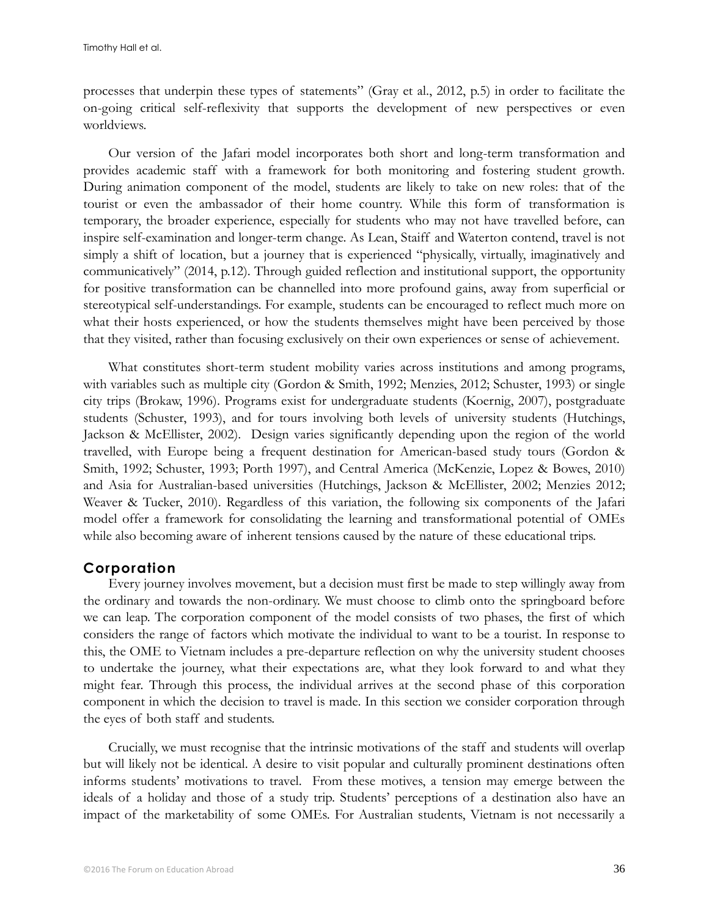processes that underpin these types of statements" (Gray et al., 2012, p.5) in order to facilitate the on-going critical self-reflexivity that supports the development of new perspectives or even worldviews.

Our version of the Jafari model incorporates both short and long-term transformation and provides academic staff with a framework for both monitoring and fostering student growth. During animation component of the model, students are likely to take on new roles: that of the tourist or even the ambassador of their home country. While this form of transformation is temporary, the broader experience, especially for students who may not have travelled before, can inspire self-examination and longer-term change. As Lean, Staiff and Waterton contend, travel is not simply a shift of location, but a journey that is experienced "physically, virtually, imaginatively and communicatively" (2014, p.12). Through guided reflection and institutional support, the opportunity for positive transformation can be channelled into more profound gains, away from superficial or stereotypical self-understandings. For example, students can be encouraged to reflect much more on what their hosts experienced, or how the students themselves might have been perceived by those that they visited, rather than focusing exclusively on their own experiences or sense of achievement.

What constitutes short-term student mobility varies across institutions and among programs, with variables such as multiple city (Gordon & Smith, 1992; Menzies, 2012; Schuster, 1993) or single city trips (Brokaw, 1996). Programs exist for undergraduate students (Koernig, 2007), postgraduate students (Schuster, 1993), and for tours involving both levels of university students (Hutchings, Jackson & McEllister, 2002). Design varies significantly depending upon the region of the world travelled, with Europe being a frequent destination for American-based study tours (Gordon & Smith, 1992; Schuster, 1993; Porth 1997), and Central America (McKenzie, Lopez & Bowes, 2010) and Asia for Australian-based universities (Hutchings, Jackson & McEllister, 2002; Menzies 2012; Weaver & Tucker, 2010). Regardless of this variation, the following six components of the Jafari model offer a framework for consolidating the learning and transformational potential of OMEs while also becoming aware of inherent tensions caused by the nature of these educational trips.

## Corporation

Every journey involves movement, but a decision must first be made to step willingly away from the ordinary and towards the non-ordinary. We must choose to climb onto the springboard before we can leap. The corporation component of the model consists of two phases, the first of which considers the range of factors which motivate the individual to want to be a tourist. In response to this, the OME to Vietnam includes a pre-departure reflection on why the university student chooses to undertake the journey, what their expectations are, what they look forward to and what they might fear. Through this process, the individual arrives at the second phase of this corporation component in which the decision to travel is made. In this section we consider corporation through the eyes of both staff and students.

Crucially, we must recognise that the intrinsic motivations of the staff and students will overlap but will likely not be identical. A desire to visit popular and culturally prominent destinations often informs students' motivations to travel. From these motives, a tension may emerge between the ideals of a holiday and those of a study trip. Students' perceptions of a destination also have an impact of the marketability of some OMEs. For Australian students, Vietnam is not necessarily a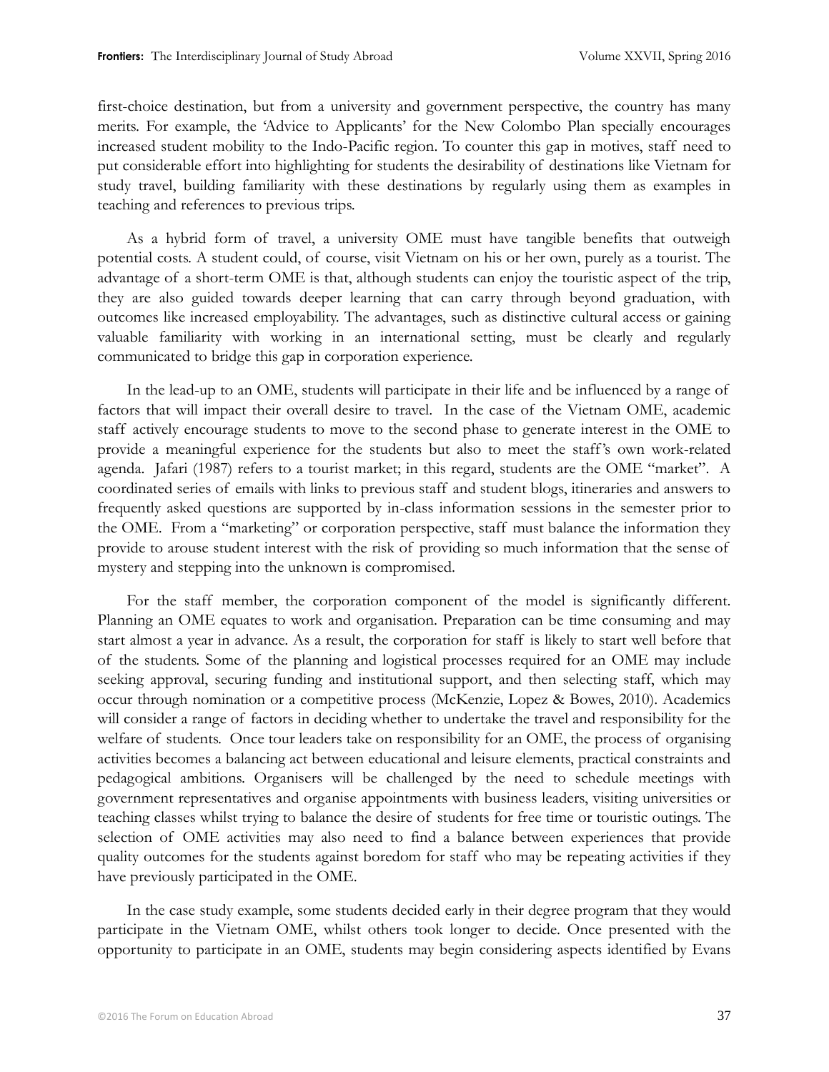first-choice destination, but from a university and government perspective, the country has many merits. For example, the 'Advice to Applicants' for the New Colombo Plan specially encourages increased student mobility to the Indo-Pacific region. To counter this gap in motives, staff need to put considerable effort into highlighting for students the desirability of destinations like Vietnam for study travel, building familiarity with these destinations by regularly using them as examples in teaching and references to previous trips.

As a hybrid form of travel, a university OME must have tangible benefits that outweigh potential costs. A student could, of course, visit Vietnam on his or her own, purely as a tourist. The advantage of a short-term OME is that, although students can enjoy the touristic aspect of the trip, they are also guided towards deeper learning that can carry through beyond graduation, with outcomes like increased employability. The advantages, such as distinctive cultural access or gaining valuable familiarity with working in an international setting, must be clearly and regularly communicated to bridge this gap in corporation experience.

In the lead-up to an OME, students will participate in their life and be influenced by a range of factors that will impact their overall desire to travel. In the case of the Vietnam OME, academic staff actively encourage students to move to the second phase to generate interest in the OME to provide a meaningful experience for the students but also to meet the staff's own work-related agenda. Jafari (1987) refers to a tourist market; in this regard, students are the OME "market". A coordinated series of emails with links to previous staff and student blogs, itineraries and answers to frequently asked questions are supported by in-class information sessions in the semester prior to the OME. From a "marketing" or corporation perspective, staff must balance the information they provide to arouse student interest with the risk of providing so much information that the sense of mystery and stepping into the unknown is compromised.

For the staff member, the corporation component of the model is significantly different. Planning an OME equates to work and organisation. Preparation can be time consuming and may start almost a year in advance. As a result, the corporation for staff is likely to start well before that of the students. Some of the planning and logistical processes required for an OME may include seeking approval, securing funding and institutional support, and then selecting staff, which may occur through nomination or a competitive process (McKenzie, Lopez & Bowes, 2010). Academics will consider a range of factors in deciding whether to undertake the travel and responsibility for the welfare of students. Once tour leaders take on responsibility for an OME, the process of organising activities becomes a balancing act between educational and leisure elements, practical constraints and pedagogical ambitions. Organisers will be challenged by the need to schedule meetings with government representatives and organise appointments with business leaders, visiting universities or teaching classes whilst trying to balance the desire of students for free time or touristic outings. The selection of OME activities may also need to find a balance between experiences that provide quality outcomes for the students against boredom for staff who may be repeating activities if they have previously participated in the OME.

In the case study example, some students decided early in their degree program that they would participate in the Vietnam OME, whilst others took longer to decide. Once presented with the opportunity to participate in an OME, students may begin considering aspects identified by Evans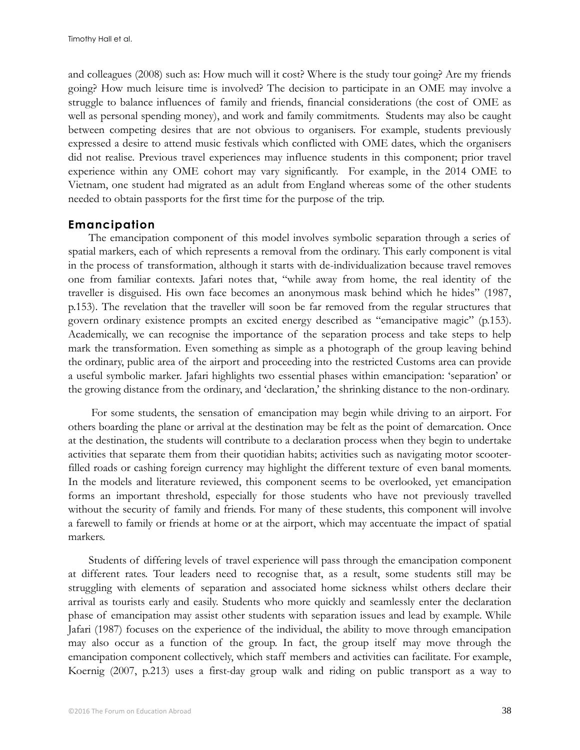and colleagues (2008) such as: How much will it cost? Where is the study tour going? Are my friends going? How much leisure time is involved? The decision to participate in an OME may involve a struggle to balance influences of family and friends, financial considerations (the cost of OME as well as personal spending money), and work and family commitments. Students may also be caught between competing desires that are not obvious to organisers. For example, students previously expressed a desire to attend music festivals which conflicted with OME dates, which the organisers did not realise. Previous travel experiences may influence students in this component; prior travel experience within any OME cohort may vary significantly. For example, in the 2014 OME to Vietnam, one student had migrated as an adult from England whereas some of the other students needed to obtain passports for the first time for the purpose of the trip.

## Emancipation

The emancipation component of this model involves symbolic separation through a series of spatial markers, each of which represents a removal from the ordinary. This early component is vital in the process of transformation, although it starts with de-individualization because travel removes one from familiar contexts. Jafari notes that, "while away from home, the real identity of the traveller is disguised. His own face becomes an anonymous mask behind which he hides" (1987, p.153). The revelation that the traveller will soon be far removed from the regular structures that govern ordinary existence prompts an excited energy described as "emancipative magic" (p.153). Academically, we can recognise the importance of the separation process and take steps to help mark the transformation. Even something as simple as a photograph of the group leaving behind the ordinary, public area of the airport and proceeding into the restricted Customs area can provide a useful symbolic marker. Jafari highlights two essential phases within emancipation: 'separation' or the growing distance from the ordinary, and 'declaration,' the shrinking distance to the non-ordinary.

For some students, the sensation of emancipation may begin while driving to an airport. For others boarding the plane or arrival at the destination may be felt as the point of demarcation. Once at the destination, the students will contribute to a declaration process when they begin to undertake activities that separate them from their quotidian habits; activities such as navigating motor scooter-filled roads or cashing foreign currency may highlight the different texture of even banal moments. In the models and literature reviewed, this component seems to be overlooked, yet emancipation forms an important threshold, especially for those students who have not previously travelled without the security of family and friends. For many of these students, this component will involve a farewell to family or friends at home or at the airport, which may accentuate the impact of spatial markers.

Students of differing levels of travel experience will pass through the emancipation component at different rates. Tour leaders need to recognise that, as a result, some students still may be struggling with elements of separation and associated home sickness whilst others declare their arrival as tourists early and easily. Students who more quickly and seamlessly enter the declaration phase of emancipation may assist other students with separation issues and lead by example. While Jafari (1987) focuses on the experience of the individual, the ability to move through emancipation may also occur as a function of the group. In fact, the group itself may move through the emancipation component collectively, which staff members and activities can facilitate. For example, Koernig (2007, p.213) uses a first-day group walk and riding on public transport as a way to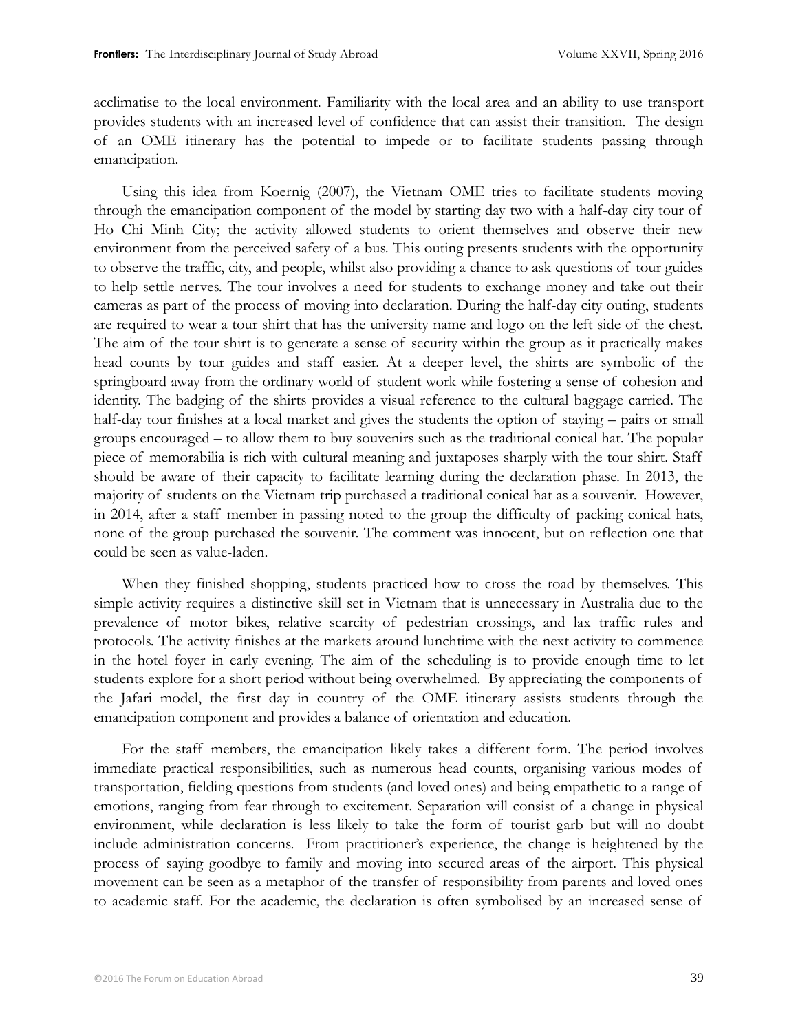acclimatise to the local environment. Familiarity with the local area and an ability to use transport provides students with an increased level of confidence that can assist their transition. The design of an OME itinerary has the potential to impede or to facilitate students passing through emancipation.

Using this idea from Koernig (2007), the Vietnam OME tries to facilitate students moving through the emancipation component of the model by starting day two with a half-day city tour of Ho Chi Minh City; the activity allowed students to orient themselves and observe their new environment from the perceived safety of a bus. This outing presents students with the opportunity to observe the traffic, city, and people, whilst also providing a chance to ask questions of tour guides to help settle nerves. The tour involves a need for students to exchange money and take out their cameras as part of the process of moving into declaration. During the half-day city outing, students are required to wear a tour shirt that has the university name and logo on the left side of the chest. The aim of the tour shirt is to generate a sense of security within the group as it practically makes head counts by tour guides and staff easier. At a deeper level, the shirts are symbolic of the springboard away from the ordinary world of student work while fostering a sense of cohesion and identity. The badging of the shirts provides a visual reference to the cultural baggage carried. The half-day tour finishes at a local market and gives the students the option of staying – pairs or small groups encouraged – to allow them to buy souvenirs such as the traditional conical hat. The popular piece of memorabilia is rich with cultural meaning and juxtaposes sharply with the tour shirt. Staff should be aware of their capacity to facilitate learning during the declaration phase. In 2013, the majority of students on the Vietnam trip purchased a traditional conical hat as a souvenir. However, in 2014, after a staff member in passing noted to the group the difficulty of packing conical hats, none of the group purchased the souvenir. The comment was innocent, but on reflection one that could be seen as value-laden.

When they finished shopping, students practiced how to cross the road by themselves. This simple activity requires a distinctive skill set in Vietnam that is unnecessary in Australia due to the prevalence of motor bikes, relative scarcity of pedestrian crossings, and lax traffic rules and protocols. The activity finishes at the markets around lunchtime with the next activity to commence in the hotel foyer in early evening. The aim of the scheduling is to provide enough time to let students explore for a short period without being overwhelmed. By appreciating the components of the Jafari model, the first day in country of the OME itinerary assists students through the emancipation component and provides a balance of orientation and education.

For the staff members, the emancipation likely takes a different form. The period involves immediate practical responsibilities, such as numerous head counts, organising various modes of transportation, fielding questions from students (and loved ones) and being empathetic to a range of emotions, ranging from fear through to excitement. Separation will consist of a change in physical environment, while declaration is less likely to take the form of tourist garb but will no doubt include administration concerns. From practitioner's experience, the change is heightened by the process of saying goodbye to family and moving into secured areas of the airport. This physical movement can be seen as a metaphor of the transfer of responsibility from parents and loved ones to academic staff. For the academic, the declaration is often symbolised by an increased sense of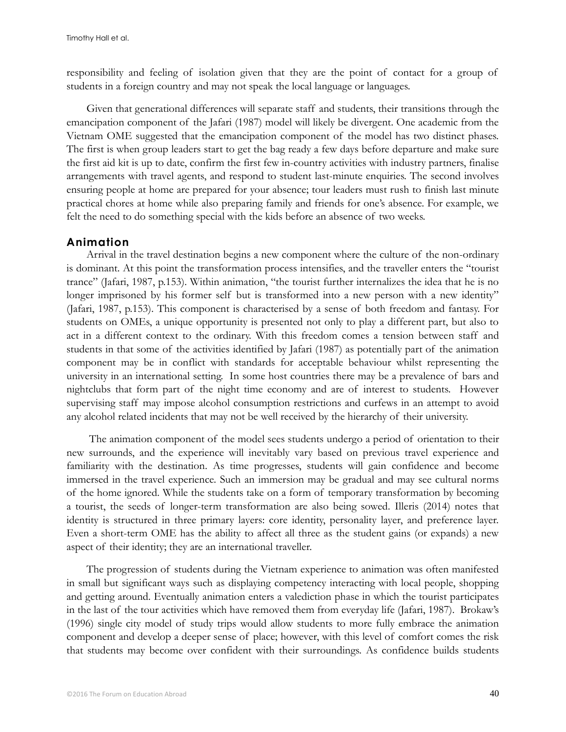responsibility and feeling of isolation given that they are the point of contact for a group of students in a foreign country and may not speak the local language or languages.

Given that generational differences will separate staff and students, their transitions through the emancipation component of the Jafari (1987) model will likely be divergent. One academic from the Vietnam OME suggested that the emancipation component of the model has two distinct phases. The first is when group leaders start to get the bag ready a few days before departure and make sure the first aid kit is up to date, confirm the first few in-country activities with industry partners, finalise arrangements with travel agents, and respond to student last-minute enquiries. The second involves ensuring people at home are prepared for your absence; tour leaders must rush to finish last minute practical chores at home while also preparing family and friends for one's absence. For example, we felt the need to do something special with the kids before an absence of two weeks.

## Animation

Arrival in the travel destination begins a new component where the culture of the non-ordinary is dominant. At this point the transformation process intensifies, and the traveller enters the "tourist trance" (Jafari, 1987, p.153). Within animation, "the tourist further internalizes the idea that he is no longer imprisoned by his former self but is transformed into a new person with a new identity" (Jafari, 1987, p.153). This component is characterised by a sense of both freedom and fantasy. For students on OMEs, a unique opportunity is presented not only to play a different part, but also to act in a different context to the ordinary. With this freedom comes a tension between staff and students in that some of the activities identified by Jafari (1987) as potentially part of the animation component may be in conflict with standards for acceptable behaviour whilst representing the university in an international setting. In some host countries there may be a prevalence of bars and nightclubs that form part of the night time economy and are of interest to students. However supervising staff may impose alcohol consumption restrictions and curfews in an attempt to avoid any alcohol related incidents that may not be well received by the hierarchy of their university.

The animation component of the model sees students undergo a period of orientation to their new surrounds, and the experience will inevitably vary based on previous travel experience and familiarity with the destination. As time progresses, students will gain confidence and become immersed in the travel experience. Such an immersion may be gradual and may see cultural norms of the home ignored. While the students take on a form of temporary transformation by becoming a tourist, the seeds of longer-term transformation are also being sowed. Illeris (2014) notes that identity is structured in three primary layers: core identity, personality layer, and preference layer. Even a short-term OME has the ability to affect all three as the student gains (or expands) a new aspect of their identity; they are an international traveller.

The progression of students during the Vietnam experience to animation was often manifested in small but significant ways such as displaying competency interacting with local people, shopping and getting around. Eventually animation enters a valediction phase in which the tourist participates in the last of the tour activities which have removed them from everyday life (Jafari, 1987). Brokaw's (1996) single city model of study trips would allow students to more fully embrace the animation component and develop a deeper sense of place; however, with this level of comfort comes the risk that students may become over confident with their surroundings. As confidence builds students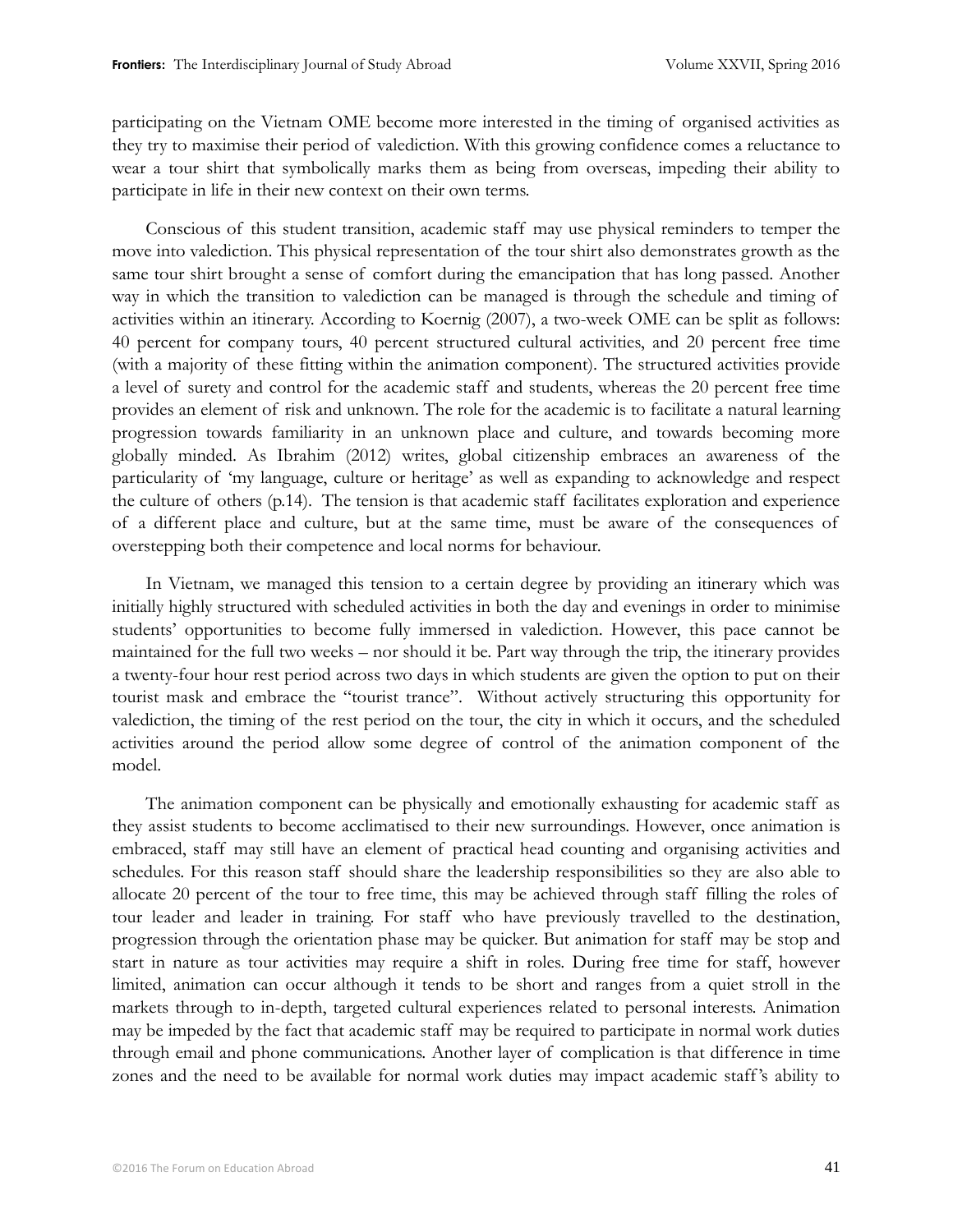participating on the Vietnam OME become more interested in the timing of organised activities as they try to maximise their period of valediction. With this growing confidence comes a reluctance to wear a tour shirt that symbolically marks them as being from overseas, impeding their ability to participate in life in their new context on their own terms.

Conscious of this student transition, academic staff may use physical reminders to temper the move into valediction. This physical representation of the tour shirt also demonstrates growth as the same tour shirt brought a sense of comfort during the emancipation that has long passed. Another way in which the transition to valediction can be managed is through the schedule and timing of activities within an itinerary. According to Koernig (2007), a two-week OME can be split as follows: 40 percent for company tours, 40 percent structured cultural activities, and 20 percent free time (with a majority of these fitting within the animation component). The structured activities provide a level of surety and control for the academic staff and students, whereas the 20 percent free time provides an element of risk and unknown. The role for the academic is to facilitate a natural learning progression towards familiarity in an unknown place and culture, and towards becoming more globally minded. As Ibrahim (2012) writes, global citizenship embraces an awareness of the particularity of 'my language, culture or heritage' as well as expanding to acknowledge and respect the culture of others (p.14). The tension is that academic staff facilitates exploration and experience of a different place and culture, but at the same time, must be aware of the consequences of overstepping both their competence and local norms for behaviour.

In Vietnam, we managed this tension to a certain degree by providing an itinerary which was initially highly structured with scheduled activities in both the day and evenings in order to minimise students' opportunities to become fully immersed in valediction. However, this pace cannot be maintained for the full two weeks – nor should it be. Part way through the trip, the itinerary provides a twenty-four hour rest period across two days in which students are given the option to put on their tourist mask and embrace the "tourist trance". Without actively structuring this opportunity for valediction, the timing of the rest period on the tour, the city in which it occurs, and the scheduled activities around the period allow some degree of control of the animation component of the model.

The animation component can be physically and emotionally exhausting for academic staff as they assist students to become acclimatised to their new surroundings. However, once animation is embraced, staff may still have an element of practical head counting and organising activities and schedules. For this reason staff should share the leadership responsibilities so they are also able to allocate 20 percent of the tour to free time, this may be achieved through staff filling the roles of tour leader and leader in training. For staff who have previously travelled to the destination, progression through the orientation phase may be quicker. But animation for staff may be stop and start in nature as tour activities may require a shift in roles. During free time for staff, however limited, animation can occur although it tends to be short and ranges from a quiet stroll in the markets through to in-depth, targeted cultural experiences related to personal interests. Animation may be impeded by the fact that academic staff may be required to participate in normal work duties through email and phone communications. Another layer of complication is that difference in time zones and the need to be available for normal work duties may impact academic staff's ability to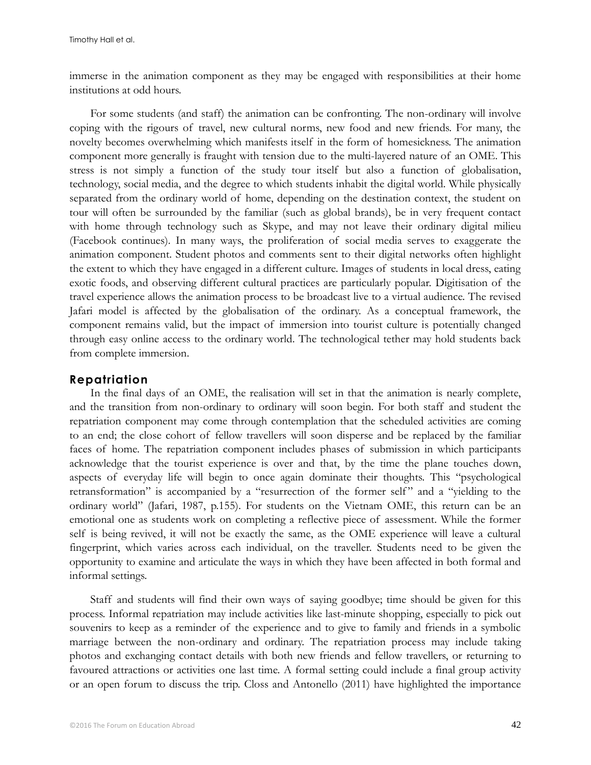immerse in the animation component as they may be engaged with responsibilities at their home institutions at odd hours.

For some students (and staff) the animation can be confronting. The non-ordinary will involve coping with the rigours of travel, new cultural norms, new food and new friends. For many, the novelty becomes overwhelming which manifests itself in the form of homesickness. The animation component more generally is fraught with tension due to the multi-layered nature of an OME. This stress is not simply a function of the study tour itself but also a function of globalisation, technology, social media, and the degree to which students inhabit the digital world. While physically separated from the ordinary world of home, depending on the destination context, the student on tour will often be surrounded by the familiar (such as global brands), be in very frequent contact with home through technology such as Skype, and may not leave their ordinary digital milieu (Facebook continues). In many ways, the proliferation of social media serves to exaggerate the animation component. Student photos and comments sent to their digital networks often highlight the extent to which they have engaged in a different culture. Images of students in local dress, eating exotic foods, and observing different cultural practices are particularly popular. Digitisation of the travel experience allows the animation process to be broadcast live to a virtual audience. The revised Jafari model is affected by the globalisation of the ordinary. As a conceptual framework, the component remains valid, but the impact of immersion into tourist culture is potentially changed through easy online access to the ordinary world. The technological tether may hold students back from complete immersion.

## Repatriation

In the final days of an OME, the realisation will set in that the animation is nearly complete, and the transition from non-ordinary to ordinary will soon begin. For both staff and student the repatriation component may come through contemplation that the scheduled activities are coming to an end; the close cohort of fellow travellers will soon disperse and be replaced by the familiar faces of home. The repatriation component includes phases of submission in which participants acknowledge that the tourist experience is over and that, by the time the plane touches down, aspects of everyday life will begin to once again dominate their thoughts. This "psychological retransformation" is accompanied by a "resurrection of the former self" and a "yielding to the ordinary world" (Jafari, 1987, p.155). For students on the Vietnam OME, this return can be an emotional one as students work on completing a reflective piece of assessment. While the former self is being revived, it will not be exactly the same, as the OME experience will leave a cultural fingerprint, which varies across each individual, on the traveller. Students need to be given the opportunity to examine and articulate the ways in which they have been affected in both formal and informal settings.

Staff and students will find their own ways of saying goodbye; time should be given for this process. Informal repatriation may include activities like last-minute shopping, especially to pick out souvenirs to keep as a reminder of the experience and to give to family and friends in a symbolic marriage between the non-ordinary and ordinary. The repatriation process may include taking photos and exchanging contact details with both new friends and fellow travellers, or returning to favoured attractions or activities one last time. A formal setting could include a final group activity or an open forum to discuss the trip. Closs and Antonello (2011) have highlighted the importance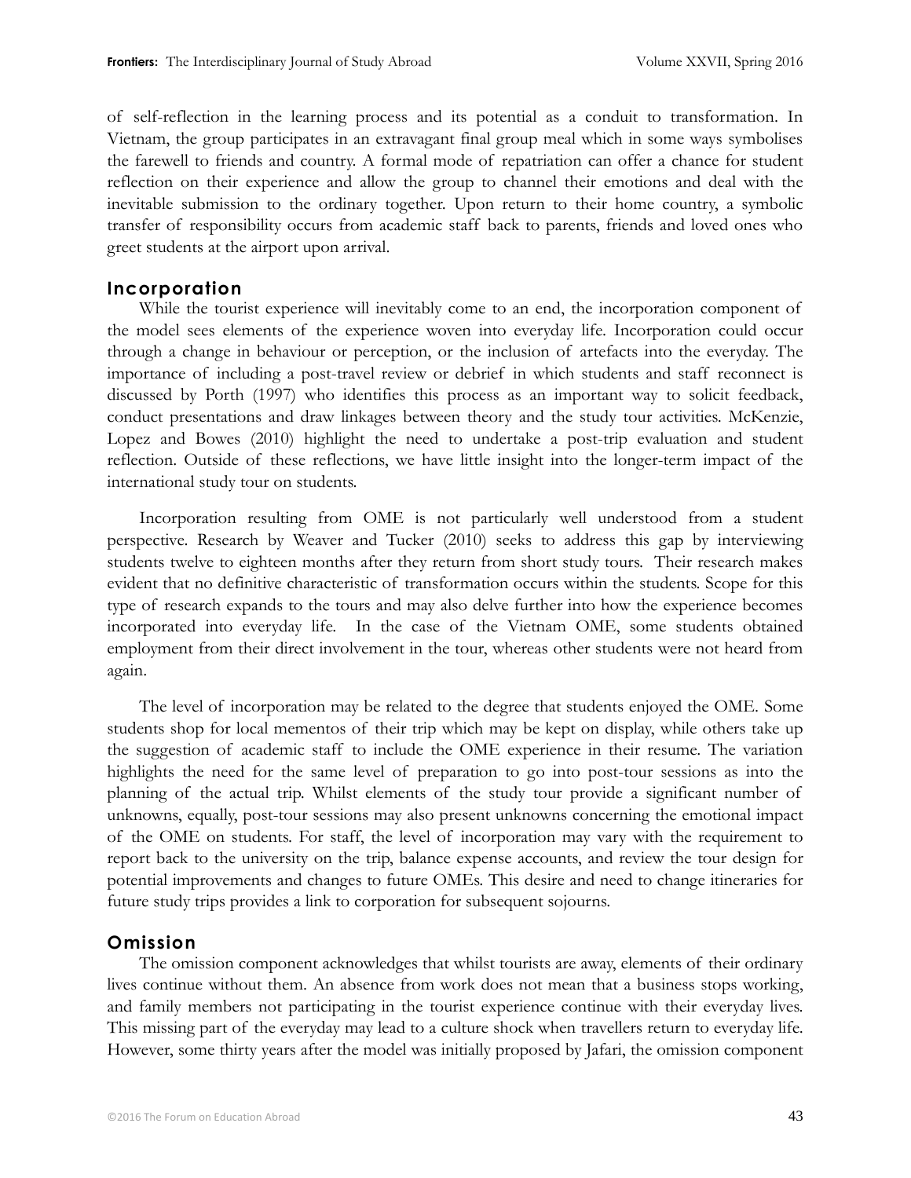of self-reflection in the learning process and its potential as a conduit to transformation. In Vietnam, the group participates in an extravagant final group meal which in some ways symbolises the farewell to friends and country. A formal mode of repatriation can offer a chance for student reflection on their experience and allow the group to channel their emotions and deal with the inevitable submission to the ordinary together. Upon return to their home country, a symbolic transfer of responsibility occurs from academic staff back to parents, friends and loved ones who greet students at the airport upon arrival.

## Incorporation

While the tourist experience will inevitably come to an end, the incorporation component of the model sees elements of the experience woven into everyday life. Incorporation could occur through a change in behaviour or perception, or the inclusion of artefacts into the everyday. The importance of including a post-travel review or debrief in which students and staff reconnect is discussed by Porth (1997) who identifies this process as an important way to solicit feedback, conduct presentations and draw linkages between theory and the study tour activities. McKenzie, Lopez and Bowes (2010) highlight the need to undertake a post-trip evaluation and student reflection. Outside of these reflections, we have little insight into the longer-term impact of the international study tour on students.

Incorporation resulting from OME is not particularly well understood from a student perspective. Research by Weaver and Tucker (2010) seeks to address this gap by interviewing students twelve to eighteen months after they return from short study tours. Their research makes evident that no definitive characteristic of transformation occurs within the students. Scope for this type of research expands to the tours and may also delve further into how the experience becomes incorporated into everyday life. In the case of the Vietnam OME, some students obtained employment from their direct involvement in the tour, whereas other students were not heard from again.

The level of incorporation may be related to the degree that students enjoyed the OME. Some students shop for local mementos of their trip which may be kept on display, while others take up the suggestion of academic staff to include the OME experience in their resume. The variation highlights the need for the same level of preparation to go into post-tour sessions as into the planning of the actual trip. Whilst elements of the study tour provide a significant number of unknowns, equally, post-tour sessions may also present unknowns concerning the emotional impact of the OME on students. For staff, the level of incorporation may vary with the requirement to report back to the university on the trip, balance expense accounts, and review the tour design for potential improvements and changes to future OMEs. This desire and need to change itineraries for future study trips provides a link to corporation for subsequent sojourns.

## Omission

The omission component acknowledges that whilst tourists are away, elements of their ordinary lives continue without them. An absence from work does not mean that a business stops working, and family members not participating in the tourist experience continue with their everyday lives. This missing part of the everyday may lead to a culture shock when travellers return to everyday life. However, some thirty years after the model was initially proposed by Jafari, the omission component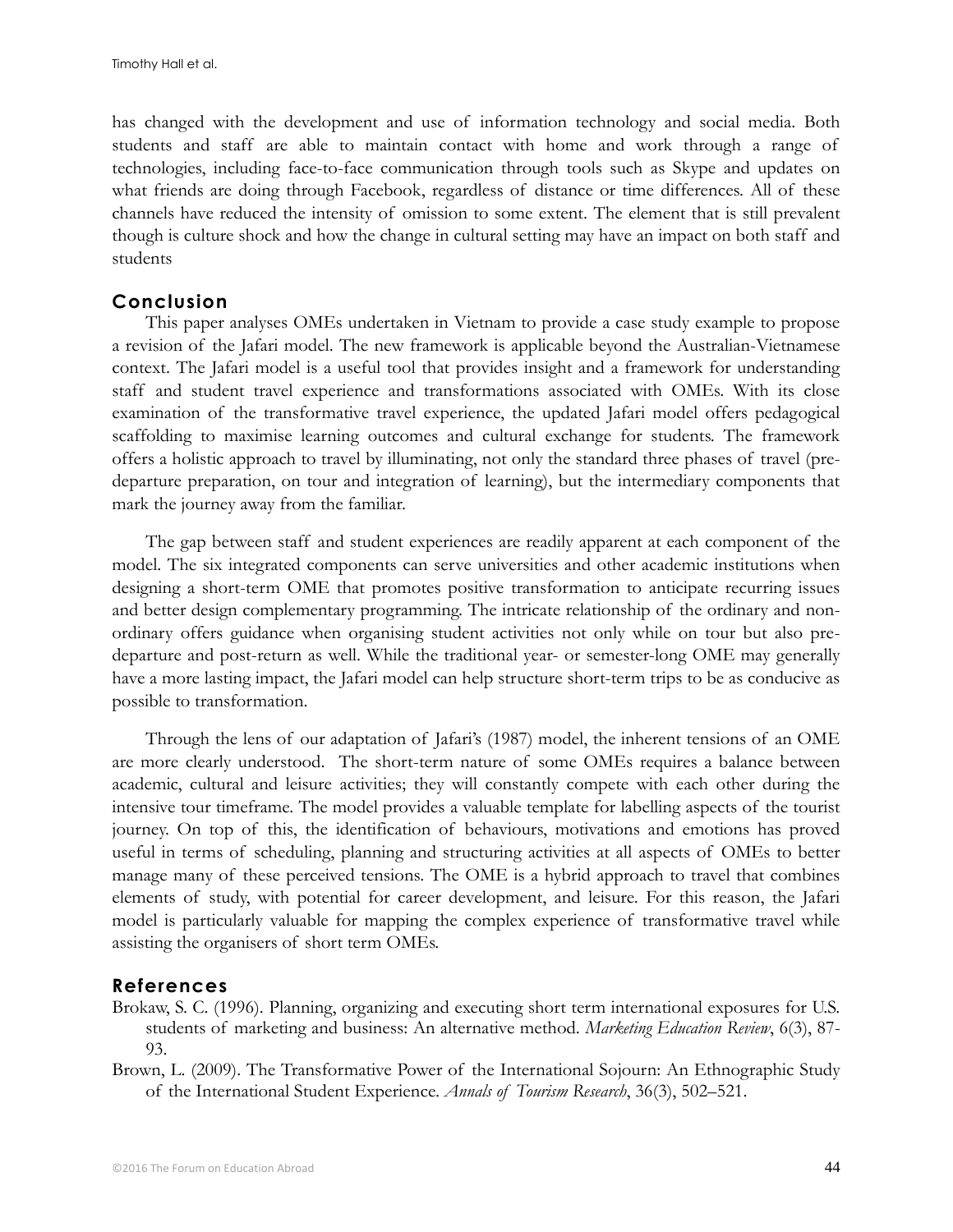has changed with the development and use of information technology and social media. Both students and staff are able to maintain contact with home and work through a range of technologies, including face-to-face communication through tools such as Skype and updates on what friends are doing through Facebook, regardless of distance or time differences. All of these channels have reduced the intensity of omission to some extent. The element that is still prevalent though is culture shock and how the change in cultural setting may have an impact on both staff and students

## Conclusion

This paper analyses OMEs undertaken in Vietnam to provide a case study example to propose a revision of the Jafari model. The new framework is applicable beyond the Australian-Vietnamese context. The Jafari model is a useful tool that provides insight and a framework for understanding staff and student travel experience and transformations associated with OMEs. With its close examination of the transformative travel experience, the updated Jafari model offers pedagogical scaffolding to maximise learning outcomes and cultural exchange for students. The framework offers a holistic approach to travel by illuminating, not only the standard three phases of travel (pre-departure preparation, on tour and integration of learning), but the intermediary components that mark the journey away from the familiar.

The gap between staff and student experiences are readily apparent at each component of the model. The six integrated components can serve universities and other academic institutions when designing a short-term OME that promotes positive transformation to anticipate recurring issues and better design complementary programming. The intricate relationship of the ordinary and non-ordinary offers guidance when organising student activities not only while on tour but also pre-departure and post-return as well. While the traditional year- or semester-long OME may generally have a more lasting impact, the Jafari model can help structure short-term trips to be as conducive as possible to transformation.

Through the lens of our adaptation of Jafari's (1987) model, the inherent tensions of an OME are more clearly understood. The short-term nature of some OMEs requires a balance between academic, cultural and leisure activities; they will constantly compete with each other during the intensive tour timeframe. The model provides a valuable template for labelling aspects of the tourist journey. On top of this, the identification of behaviours, motivations and emotions has proved useful in terms of scheduling, planning and structuring activities at all aspects of OMEs to better manage many of these perceived tensions. The OME is a hybrid approach to travel that combines elements of study, with potential for career development, and leisure. For this reason, the Jafari model is particularly valuable for mapping the complex experience of transformative travel while assisting the organisers of short term OMEs.

## References

Brokaw, S. C. (1996). Planning, organizing and executing short term international exposures for U.S. students of marketing and business: An alternative method. *Marketing Education Review*, 6(3), 87-93.

Brown, L. (2009). The Transformative Power of the International Sojourn: An Ethnographic Study of the International Student Experience. *Annals of Tourism Research*, 36(3), 502–521.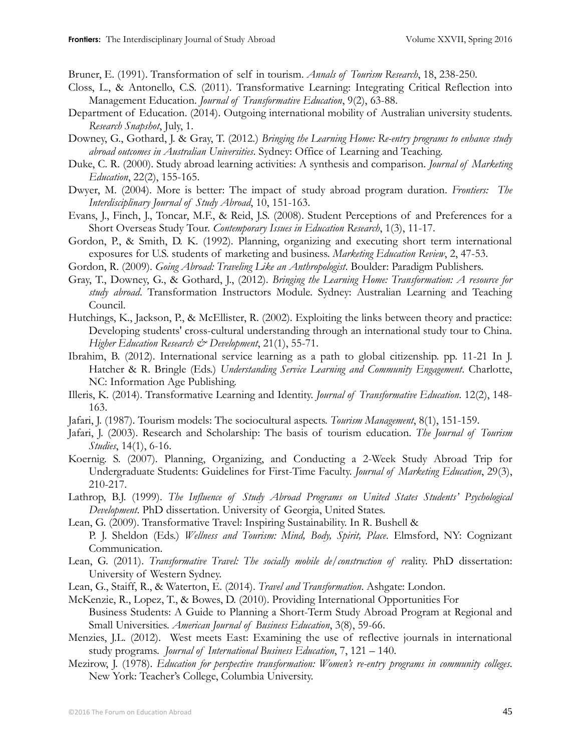Bruner, E. (1991). Transformation of self in tourism. *Annals of Tourism Research*, 18, 238-250.

Closs, L., & Antonello, C.S. (2011). Transformative Learning: Integrating Critical Reflection into Management Education. *Journal of Transformative Education*, 9(2), 63-88.

Department of Education. (2014). Outgoing international mobility of Australian university students. *Research Snapshot*, July, 1.

Downey, G., Gothard, J. & Gray, T. (2012.) *Bringing the Learning Home: Re-entry programs to enhance study abroad outcomes in Australian Universities*. Sydney: Office of Learning and Teaching.

Duke, C. R. (2000). Study abroad learning activities: A synthesis and comparison. *Journal of Marketing Education*, 22(2), 155-165.

Dwyer, M. (2004). More is better: The impact of study abroad program duration. *Frontiers: The Interdisciplinary Journal of Study Abroad*, 10, 151-163.

Evans, J., Finch, J., Toncar, M.F., & Reid, J.S. (2008). Student Perceptions of and Preferences for a Short Overseas Study Tour. *Contemporary Issues in Education Research*, 1(3), 11-17.

Gordon, P., & Smith, D. K. (1992). Planning, organizing and executing short term international exposures for U.S. students of marketing and business. *Marketing Education Review*, 2, 47-53.

Gordon, R. (2009). *Going Abroad: Traveling Like an Anthropologist*. Boulder: Paradigm Publishers.

Gray, T., Downey, G., & Gothard, J., (2012). *Bringing the Learning Home: Transformation: A resource for study abroad*. Transformation Instructors Module. Sydney: Australian Learning and Teaching Council.

Hutchings, K., Jackson, P., & McEllister, R. (2002). Exploiting the links between theory and practice: Developing students' cross-cultural understanding through an international study tour to China. *Higher Education Research & Development*, 21(1), 55-71.

Ibrahim, B. (2012). International service learning as a path to global citizenship. pp. 11-21 In J. Hatcher & R. Bringle (Eds.) *Understanding Service Learning and Community Engagement*. Charlotte, NC: Information Age Publishing.

Illeris, K. (2014). Transformative Learning and Identity. *Journal of Transformative Education*. 12(2), 148-163.

Jafari, J. (1987). Tourism models: The sociocultural aspects. *Tourism Management*, 8(1), 151-159.

Jafari, J. (2003). Research and Scholarship: The basis of tourism education. *The Journal of Tourism Studies*, 14(1), 6-16.

Koernig. S. (2007). Planning, Organizing, and Conducting a 2-Week Study Abroad Trip for Undergraduate Students: Guidelines for First-Time Faculty. *Journal of Marketing Education*, 29(3), 210-217.

Lathrop, B.J. (1999). *The Influence of Study Abroad Programs on United States Students' Psychological Development*. PhD dissertation. University of Georgia, United States.

Lean, G. (2009). Transformative Travel: Inspiring Sustainability. In R. Bushell & P. J. Sheldon (Eds.) *Wellness and Tourism: Mind, Body, Spirit, Place*. Elmsford, NY: Cognizant Communication.

Lean, G. (2011). *Transformative Travel: The socially mobile de/construction of re*ality. PhD dissertation: University of Western Sydney.

Lean, G., Staiff, R., & Waterton, E. (2014). *Travel and Transformation*. Ashgate: London.

McKenzie, R., Lopez, T., & Bowes, D. (2010). Providing International Opportunities For Business Students: A Guide to Planning a Short-Term Study Abroad Program at Regional and Small Universities. *American Journal of Business Education*, 3(8), 59-66.

Menzies, J.L. (2012). West meets East: Examining the use of reflective journals in international study programs. *Journal of International Business Education*, 7, 121 – 140.

Mezirow, J. (1978). *Education for perspective transformation: Women's re-entry programs in community colleges*. New York: Teacher's College, Columbia University.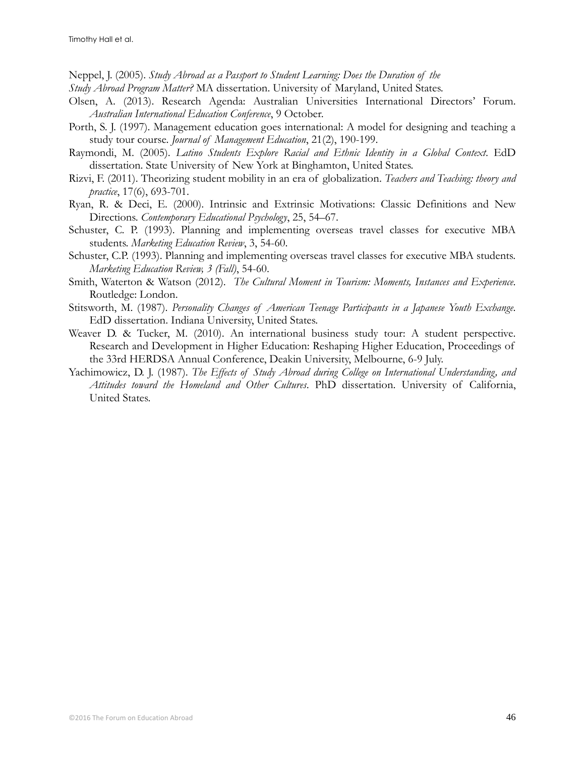Neppel, J. (2005). *Study Abroad as a Passport to Student Learning: Does the Duration of the Study Abroad Program Matter?* MA dissertation. University of Maryland, United States.

Olsen, A. (2013). Research Agenda: Australian Universities International Directors' Forum. *Australian International Education Conference*, 9 October.

Porth, S. J. (1997). Management education goes international: A model for designing and teaching a study tour course. *Journal of Management Education*, 21(2), 190-199.

Raymondi, M. (2005). *Latino Students Explore Racial and Ethnic Identity in a Global Context*. EdD dissertation. State University of New York at Binghamton, United States.

Rizvi, F. (2011). Theorizing student mobility in an era of globalization. *Teachers and Teaching: theory and practice*, 17(6), 693-701.

Ryan, R. & Deci, E. (2000). Intrinsic and Extrinsic Motivations: Classic Definitions and New Directions. *Contemporary Educational Psychology*, 25, 54–67.

Schuster, C. P. (1993). Planning and implementing overseas travel classes for executive MBA students. *Marketing Education Review*, 3, 54-60.

Schuster, C.P. (1993). Planning and implementing overseas travel classes for executive MBA students. *Marketing Education Review, 3 (Fall)*, 54-60.

Smith, Waterton & Watson (2012). *The Cultural Moment in Tourism: Moments, Instances and Experience*. Routledge: London.

Stitsworth, M. (1987). *Personality Changes of American Teenage Participants in a Japanese Youth Exchange*. EdD dissertation. Indiana University, United States.

Weaver D. & Tucker, M. (2010). An international business study tour: A student perspective. Research and Development in Higher Education: Reshaping Higher Education, Proceedings of the 33rd HERDSA Annual Conference, Deakin University, Melbourne, 6-9 July.

Yachimowicz, D. J. (1987). *The Effects of Study Abroad during College on International Understanding, and Attitudes toward the Homeland and Other Cultures*. PhD dissertation. University of California, United States.